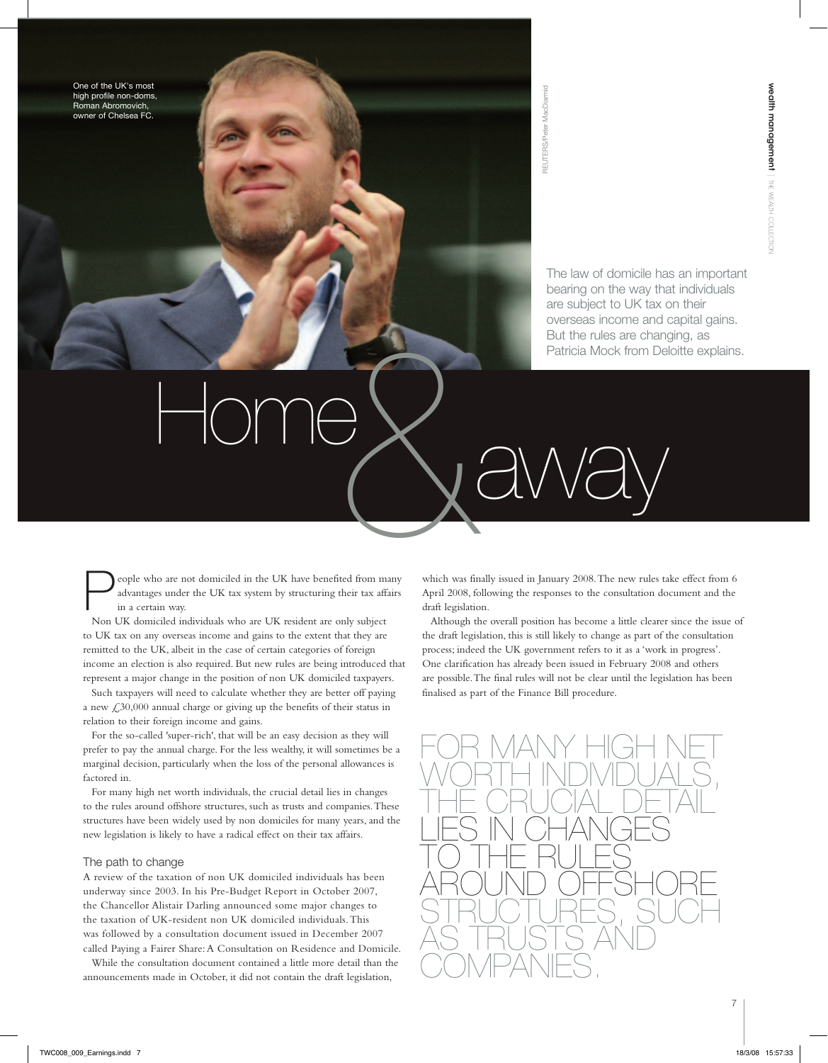One of the UK's most high profile non-doms, Roman Abromovich, owner of Chelsea FC.

REUTERS/Peter MacDiarmid

# Home & away

The law of domicile has an important bearing on the way that individuals are subject to UK tax on their overseas income and capital gains. But the rules are changing, as Patricia Mock from Deloitte explains.

People who are not domiciled in the UK have benefited from many advantages under the UK tax system by structuring their tax affairs in a certain way.

Non UK domiciled individuals who are UK resident are only subject to UK tax on any overseas income and gains to the extent that they are remitted to the UK, albeit in the case of certain categories of foreign income an election is also required. But new rules are being introduced that represent a major change in the position of non UK domiciled taxpayers.

Such taxpayers will need to calculate whether they are better off paying a new £30,000 annual charge or giving up the benefits of their status in relation to their foreign income and gains.

For the so-called 'super-rich', that will be an easy decision as they will prefer to pay the annual charge. For the less wealthy, it will sometimes be a marginal decision, particularly when the loss of the personal allowances is factored in.

For many high net worth individuals, the crucial detail lies in changes to the rules around offshore structures, such as trusts and companies. These structures have been widely used by non domiciles for many years, and the new legislation is likely to have a radical effect on their tax affairs.

## The path to change

A review of the taxation of non UK domiciled individuals has been underway since 2003. In his Pre-Budget Report in October 2007, the Chancellor Alistair Darling announced some major changes to the taxation of UK-resident non UK domiciled individuals. This was followed by a consultation document issued in December 2007 called Paying a Fairer Share: A Consultation on Residence and Domicile.

While the consultation document contained a little more detail than the announcements made in October, it did not contain the draft legislation, which was finally issued in January 2008. The new rules take effect from 6 April 2008, following the responses to the consultation document and the draft legislation.

Although the overall position has become a little clearer since the issue of the draft legislation, this is still likely to change as part of the consultation process; indeed the UK government refers to it as a 'work in progress'. One clarification has already been issued in February 2008 and others are possible. The final rules will not be clear until the legislation has been finalised as part of the Finance Bill procedure.

FOR MANY HIGH NET WORTH INDIVIDUALS, THE CRUCIAL DETAIL LIES IN CHANGES TO THE RULES AROUND OFFSHORE STRUCTURES, SUCH AS TRUSTS AND COMPANIES.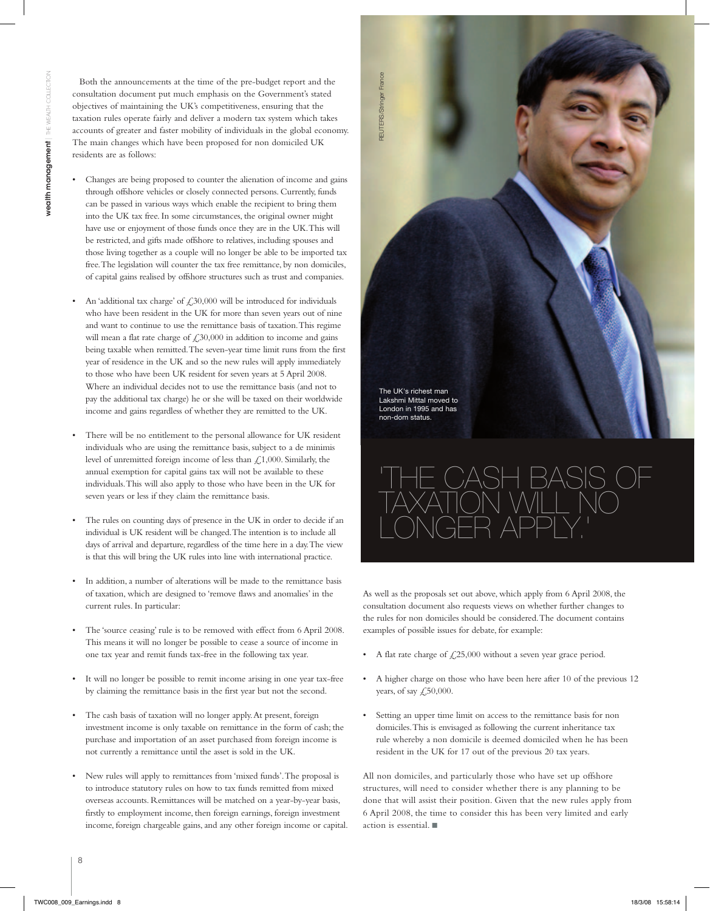Both the announcements at the time of the pre-budget report and the consultation document put much emphasis on the Government's stated objectives of maintaining the UK's competitiveness, ensuring that the taxation rules operate fairly and deliver a modern tax system which takes accounts of greater and faster mobility of individuals in the global economy. The main changes which have been proposed for non domiciled UK residents are as follows:

- Changes are being proposed to counter the alienation of income and gains through offshore vehicles or closely connected persons. Currently, funds can be passed in various ways which enable the recipient to bring them into the UK tax free. In some circumstances, the original owner might have use or enjoyment of those funds once they are in the UK. This will be restricted, and gifts made offshore to relatives, including spouses and those living together as a couple will no longer be able to be imported tax free. The legislation will counter the tax free remittance, by non domiciles, of capital gains realised by offshore structures such as trust and companies.

- An 'additional tax charge' of £30,000 will be introduced for individuals who have been resident in the UK for more than seven years out of nine and want to continue to use the remittance basis of taxation. This regime will mean a flat rate charge of £30,000 in addition to income and gains being taxable when remitted. The seven-year time limit runs from the first year of residence in the UK and so the new rules will apply immediately to those who have been UK resident for seven years at 5 April 2008. Where an individual decides not to use the remittance basis (and not to pay the additional tax charge) he or she will be taxed on their worldwide income and gains regardless of whether they are remitted to the UK.

- There will be no entitlement to the personal allowance for UK resident individuals who are using the remittance basis, subject to a de minimis level of unremitted foreign income of less than £1,000. Similarly, the annual exemption for capital gains tax will not be available to these individuals. This will also apply to those who have been in the UK for seven years or less if they claim the remittance basis.

- The rules on counting days of presence in the UK in order to decide if an individual is UK resident will be changed. The intention is to include all days of arrival and departure, regardless of the time here in a day. The view is that this will bring the UK rules into line with international practice.

- In addition, a number of alterations will be made to the remittance basis of taxation, which are designed to 'remove flaws and anomalies' in the current rules. In particular:

- The 'source ceasing' rule is to be removed with effect from 6 April 2008. This means it will no longer be possible to cease a source of income in one tax year and remit funds tax-free in the following tax year.

- It will no longer be possible to remit income arising in one year tax-free by claiming the remittance basis in the first year but not the second.

- The cash basis of taxation will no longer apply. At present, foreign investment income is only taxable on remittance in the form of cash; the purchase and importation of an asset purchased from foreign income is not currently a remittance until the asset is sold in the UK.

- New rules will apply to remittances from 'mixed funds'. The proposal is to introduce statutory rules on how to tax funds remitted from mixed overseas accounts. Remittances will be matched on a year-by-year basis, firstly to employment income, then foreign earnings, foreign investment income, foreign chargeable gains, and any other foreign income or capital.

REUTERS/Stringer France

The UK's richest man Lakshmi Mittal moved to London in 1995 and has non-dom status.

'THE CASH BASIS OF TAXATION WILL NO LONGER APPLY.'

As well as the proposals set out above, which apply from 6 April 2008, the consultation document also requests views on whether further changes to the rules for non domiciles should be considered. The document contains examples of possible issues for debate, for example:

- A flat rate charge of £25,000 without a seven year grace period.

- A higher charge on those who have been here after 10 of the previous 12 years, of say £50,000.

- Setting an upper time limit on access to the remittance basis for non domiciles. This is envisaged as following the current inheritance tax rule whereby a non domicile is deemed domiciled when he has been resident in the UK for 17 out of the previous 20 tax years.

All non domiciles, and particularly those who have set up offshore structures, will need to consider whether there is any planning to be done that will assist their position. Given that the new rules apply from 6 April 2008, the time to consider this has been very limited and early action is essential. ■